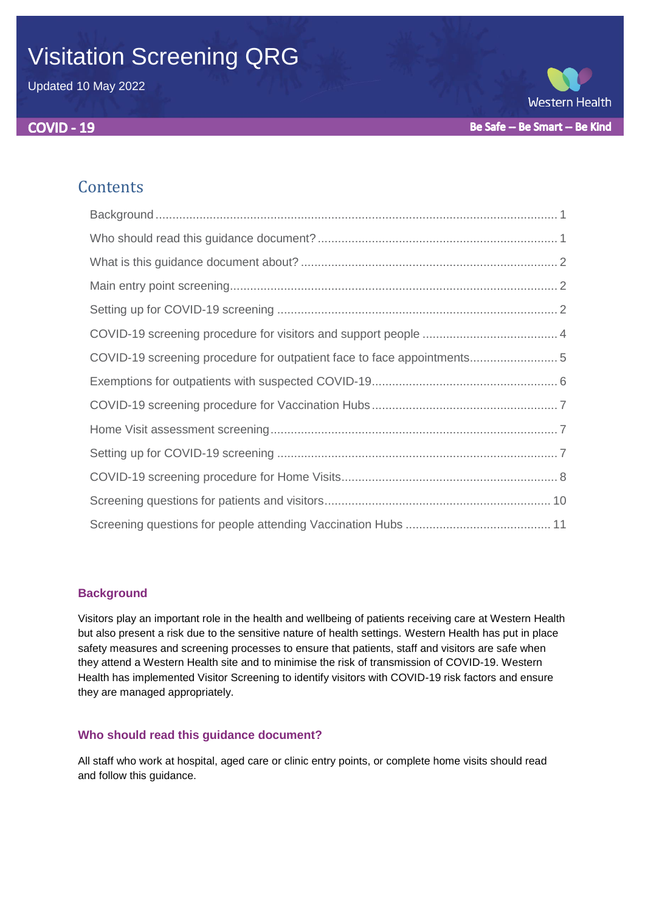# Visitation Screening QRG

Updated 10 May 2022

Western Health

**COVID - 19**

**Be Safe – Be Smart – Be Kind**

## Contents

- Background ..... 1
- Who should read this guidance document? ..... 1
- What is this guidance document about? ..... 2
- Main entry point screening ..... 2
- Setting up for COVID-19 screening ..... 2
- COVID-19 screening procedure for visitors and support people ..... 4
- COVID-19 screening procedure for outpatient face to face appointments ..... 5
- Exemptions for outpatients with suspected COVID-19 ..... 6
- COVID-19 screening procedure for Vaccination Hubs ..... 7
- Home Visit assessment screening ..... 7
- Setting up for COVID-19 screening ..... 7
- COVID-19 screening procedure for Home Visits ..... 8
- Screening questions for patients and visitors ..... 10
- Screening questions for people attending Vaccination Hubs ..... 11

### Background

Visitors play an important role in the health and wellbeing of patients receiving care at Western Health but also present a risk due to the sensitive nature of health settings. Western Health has put in place safety measures and screening processes to ensure that patients, staff and visitors are safe when they attend a Western Health site and to minimise the risk of transmission of COVID-19. Western Health has implemented Visitor Screening to identify visitors with COVID-19 risk factors and ensure they are managed appropriately.

### Who should read this guidance document?

All staff who work at hospital, aged care or clinic entry points, or complete home visits should read and follow this guidance.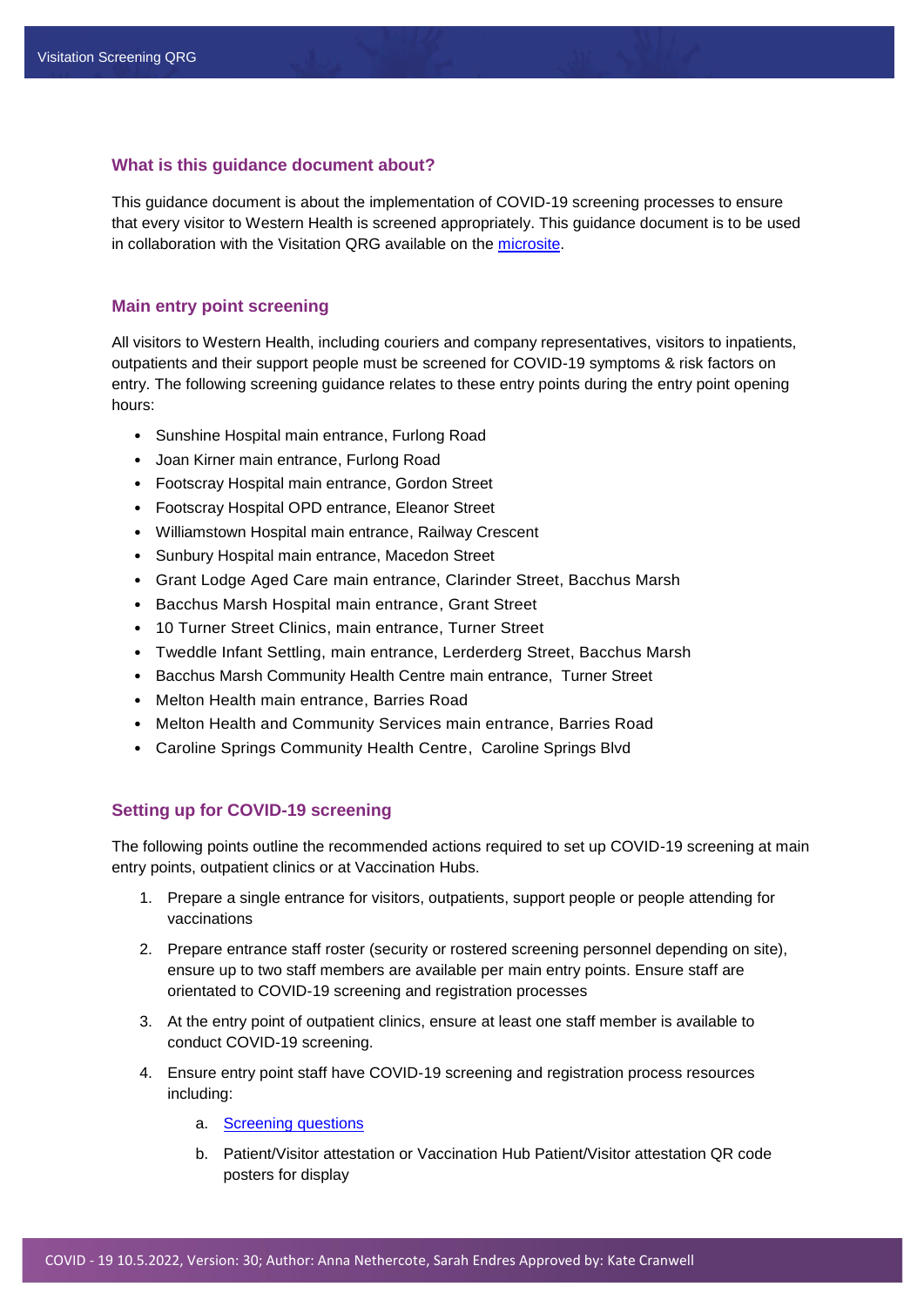## What is this guidance document about?

This guidance document is about the implementation of COVID-19 screening processes to ensure that every visitor to Western Health is screened appropriately. This guidance document is to be used in collaboration with the Visitation QRG available on the microsite.

## Main entry point screening

All visitors to Western Health, including couriers and company representatives, visitors to inpatients, outpatients and their support people must be screened for COVID-19 symptoms & risk factors on entry. The following screening guidance relates to these entry points during the entry point opening hours:

- Sunshine Hospital main entrance, Furlong Road
- Joan Kirner main entrance, Furlong Road
- Footscray Hospital main entrance, Gordon Street
- Footscray Hospital OPD entrance, Eleanor Street
- Williamstown Hospital main entrance, Railway Crescent
- Sunbury Hospital main entrance, Macedon Street
- Grant Lodge Aged Care main entrance, Clarinder Street, Bacchus Marsh
- Bacchus Marsh Hospital main entrance, Grant Street
- 10 Turner Street Clinics, main entrance, Turner Street
- Tweddle Infant Settling, main entrance, Lerderderg Street, Bacchus Marsh
- Bacchus Marsh Community Health Centre main entrance, Turner Street
- Melton Health main entrance, Barries Road
- Melton Health and Community Services main entrance, Barries Road
- Caroline Springs Community Health Centre, Caroline Springs Blvd

## Setting up for COVID-19 screening

The following points outline the recommended actions required to set up COVID-19 screening at main entry points, outpatient clinics or at Vaccination Hubs.

1. Prepare a single entrance for visitors, outpatients, support people or people attending for vaccinations
2. Prepare entrance staff roster (security or rostered screening personnel depending on site), ensure up to two staff members are available per main entry points. Ensure staff are orientated to COVID-19 screening and registration processes
3. At the entry point of outpatient clinics, ensure at least one staff member is available to conduct COVID-19 screening.
4. Ensure entry point staff have COVID-19 screening and registration process resources including:
   a. Screening questions
   b. Patient/Visitor attestation or Vaccination Hub Patient/Visitor attestation QR code posters for display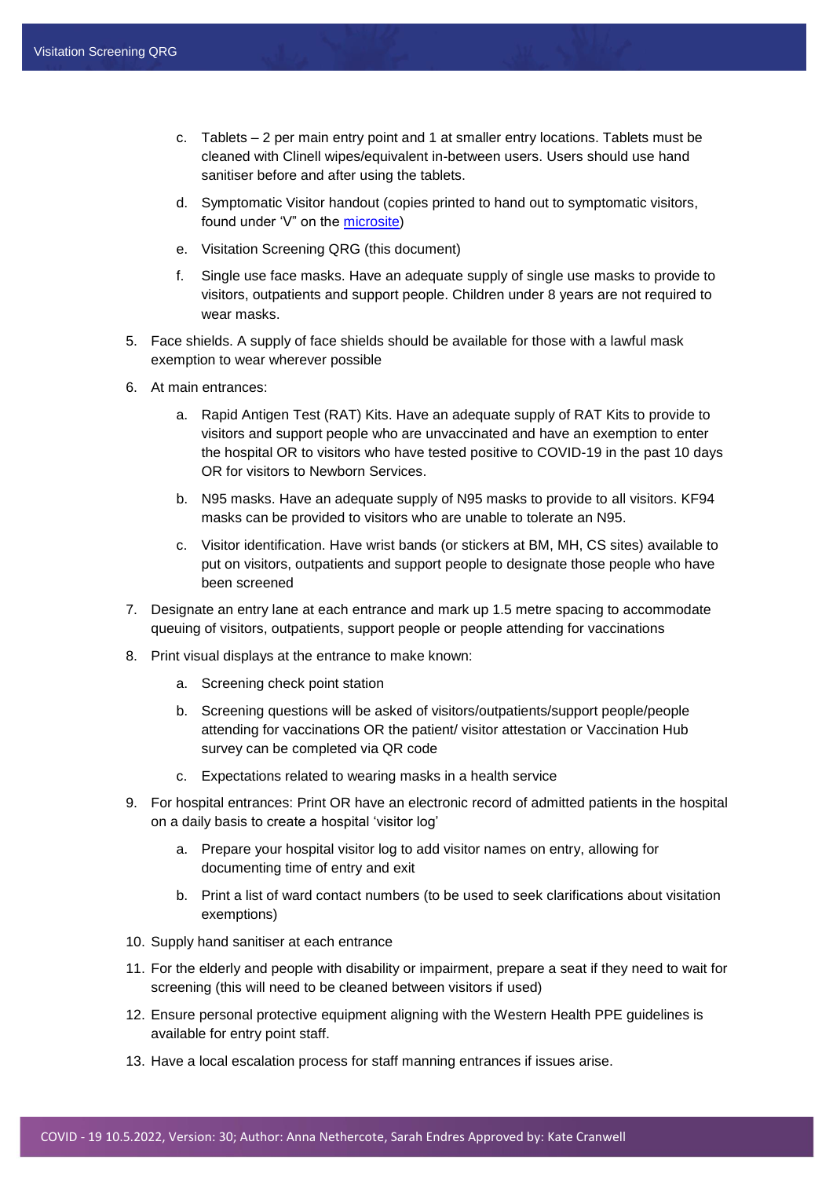c. Tablets – 2 per main entry point and 1 at smaller entry locations. Tablets must be cleaned with Clinell wipes/equivalent in-between users. Users should use hand sanitiser before and after using the tablets.

   d. Symptomatic Visitor handout (copies printed to hand out to symptomatic visitors, found under 'V" on the microsite)

   e. Visitation Screening QRG (this document)

   f. Single use face masks. Have an adequate supply of single use masks to provide to visitors, outpatients and support people. Children under 8 years are not required to wear masks.

5. Face shields. A supply of face shields should be available for those with a lawful mask exemption to wear wherever possible

6. At main entrances:

   a. Rapid Antigen Test (RAT) Kits. Have an adequate supply of RAT Kits to provide to visitors and support people who are unvaccinated and have an exemption to enter the hospital OR to visitors who have tested positive to COVID-19 in the past 10 days OR for visitors to Newborn Services.

   b. N95 masks. Have an adequate supply of N95 masks to provide to all visitors. KF94 masks can be provided to visitors who are unable to tolerate an N95.

   c. Visitor identification. Have wrist bands (or stickers at BM, MH, CS sites) available to put on visitors, outpatients and support people to designate those people who have been screened

7. Designate an entry lane at each entrance and mark up 1.5 metre spacing to accommodate queuing of visitors, outpatients, support people or people attending for vaccinations

8. Print visual displays at the entrance to make known:

   a. Screening check point station

   b. Screening questions will be asked of visitors/outpatients/support people/people attending for vaccinations OR the patient/ visitor attestation or Vaccination Hub survey can be completed via QR code

   c. Expectations related to wearing masks in a health service

9. For hospital entrances: Print OR have an electronic record of admitted patients in the hospital on a daily basis to create a hospital 'visitor log'

   a. Prepare your hospital visitor log to add visitor names on entry, allowing for documenting time of entry and exit

   b. Print a list of ward contact numbers (to be used to seek clarifications about visitation exemptions)

10. Supply hand sanitiser at each entrance

11. For the elderly and people with disability or impairment, prepare a seat if they need to wait for screening (this will need to be cleaned between visitors if used)

12. Ensure personal protective equipment aligning with the Western Health PPE guidelines is available for entry point staff.

13. Have a local escalation process for staff manning entrances if issues arise.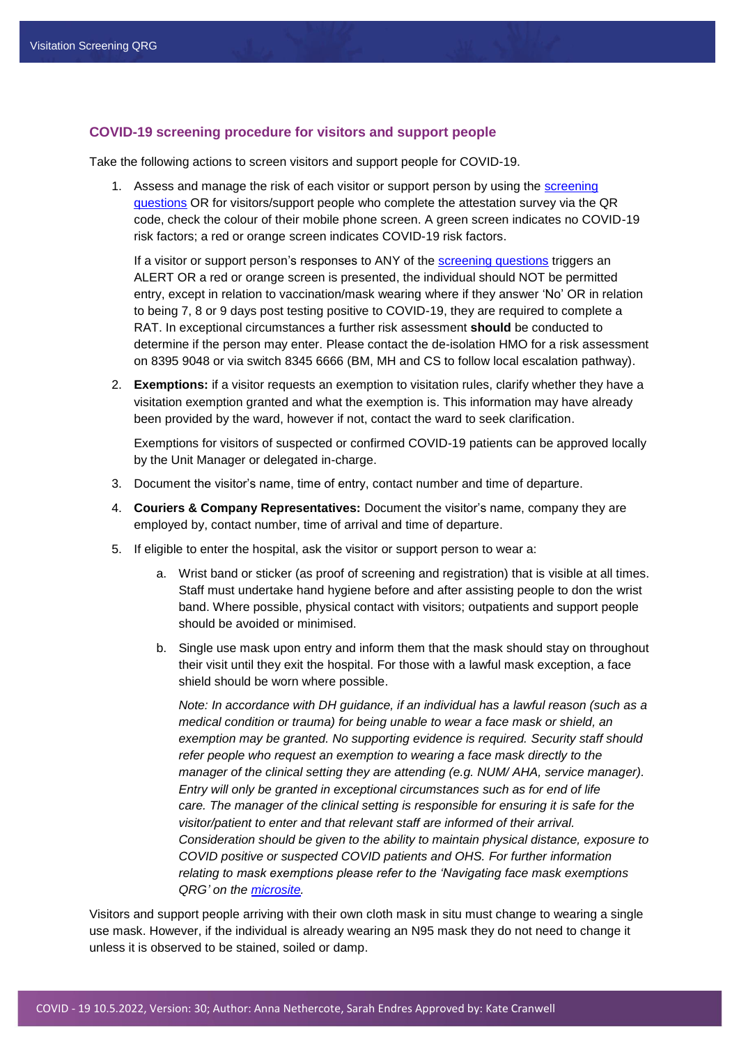## COVID-19 screening procedure for visitors and support people

Take the following actions to screen visitors and support people for COVID-19.

1. Assess and manage the risk of each visitor or support person by using the [screening questions](#) OR for visitors/support people who complete the attestation survey via the QR code, check the colour of their mobile phone screen. A green screen indicates no COVID-19 risk factors; a red or orange screen indicates COVID-19 risk factors.

   If a visitor or support person's responses to ANY of the [screening questions](#) triggers an ALERT OR a red or orange screen is presented, the individual should NOT be permitted entry, except in relation to vaccination/mask wearing where if they answer 'No' OR in relation to being 7, 8 or 9 days post testing positive to COVID-19, they are required to complete a RAT. In exceptional circumstances a further risk assessment **should** be conducted to determine if the person may enter. Please contact the de-isolation HMO for a risk assessment on 8395 9048 or via switch 8345 6666 (BM, MH and CS to follow local escalation pathway).

2. **Exemptions:** if a visitor requests an exemption to visitation rules, clarify whether they have a visitation exemption granted and what the exemption is. This information may have already been provided by the ward, however if not, contact the ward to seek clarification.

   Exemptions for visitors of suspected or confirmed COVID-19 patients can be approved locally by the Unit Manager or delegated in-charge.

3. Document the visitor's name, time of entry, contact number and time of departure.

4. **Couriers & Company Representatives:** Document the visitor's name, company they are employed by, contact number, time of arrival and time of departure.

5. If eligible to enter the hospital, ask the visitor or support person to wear a:

   a. Wrist band or sticker (as proof of screening and registration) that is visible at all times. Staff must undertake hand hygiene before and after assisting people to don the wrist band. Where possible, physical contact with visitors; outpatients and support people should be avoided or minimised.

   b. Single use mask upon entry and inform them that the mask should stay on throughout their visit until they exit the hospital. For those with a lawful mask exception, a face shield should be worn where possible.

      *Note: In accordance with DH guidance, if an individual has a lawful reason (such as a medical condition or trauma) for being unable to wear a face mask or shield, an exemption may be granted. No supporting evidence is required. Security staff should refer people who request an exemption to wearing a face mask directly to the manager of the clinical setting they are attending (e.g. NUM/ AHA, service manager). Entry will only be granted in exceptional circumstances such as for end of life care. The manager of the clinical setting is responsible for ensuring it is safe for the visitor/patient to enter and that relevant staff are informed of their arrival. Consideration should be given to the ability to maintain physical distance, exposure to COVID positive or suspected COVID patients and OHS. For further information relating to mask exemptions please refer to the 'Navigating face mask exemptions QRG' on the [microsite](#).*

Visitors and support people arriving with their own cloth mask in situ must change to wearing a single use mask. However, if the individual is already wearing an N95 mask they do not need to change it unless it is observed to be stained, soiled or damp.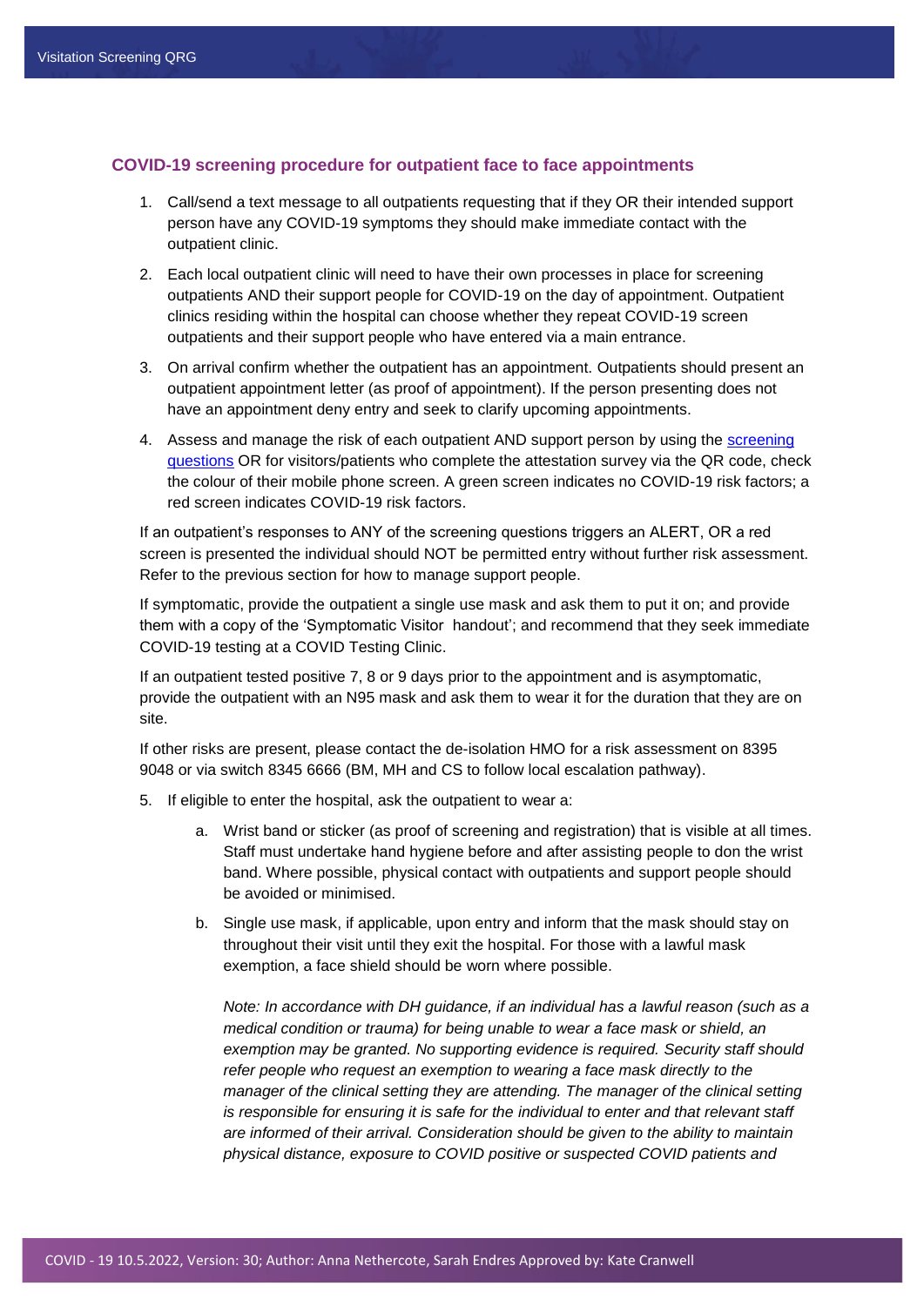## COVID-19 screening procedure for outpatient face to face appointments

1. Call/send a text message to all outpatients requesting that if they OR their intended support person have any COVID-19 symptoms they should make immediate contact with the outpatient clinic.
2. Each local outpatient clinic will need to have their own processes in place for screening outpatients AND their support people for COVID-19 on the day of appointment. Outpatient clinics residing within the hospital can choose whether they repeat COVID-19 screen outpatients and their support people who have entered via a main entrance.
3. On arrival confirm whether the outpatient has an appointment. Outpatients should present an outpatient appointment letter (as proof of appointment). If the person presenting does not have an appointment deny entry and seek to clarify upcoming appointments.
4. Assess and manage the risk of each outpatient AND support person by using the screening questions OR for visitors/patients who complete the attestation survey via the QR code, check the colour of their mobile phone screen. A green screen indicates no COVID-19 risk factors; a red screen indicates COVID-19 risk factors.

If an outpatient's responses to ANY of the screening questions triggers an ALERT, OR a red screen is presented the individual should NOT be permitted entry without further risk assessment. Refer to the previous section for how to manage support people.

If symptomatic, provide the outpatient a single use mask and ask them to put it on; and provide them with a copy of the 'Symptomatic Visitor handout'; and recommend that they seek immediate COVID-19 testing at a COVID Testing Clinic.

If an outpatient tested positive 7, 8 or 9 days prior to the appointment and is asymptomatic, provide the outpatient with an N95 mask and ask them to wear it for the duration that they are on site.

If other risks are present, please contact the de-isolation HMO for a risk assessment on 8395 9048 or via switch 8345 6666 (BM, MH and CS to follow local escalation pathway).

5. If eligible to enter the hospital, ask the outpatient to wear a:
    a. Wrist band or sticker (as proof of screening and registration) that is visible at all times. Staff must undertake hand hygiene before and after assisting people to don the wrist band. Where possible, physical contact with outpatients and support people should be avoided or minimised.
    b. Single use mask, if applicable, upon entry and inform that the mask should stay on throughout their visit until they exit the hospital. For those with a lawful mask exemption, a face shield should be worn where possible.

    *Note: In accordance with DH guidance, if an individual has a lawful reason (such as a medical condition or trauma) for being unable to wear a face mask or shield, an exemption may be granted. No supporting evidence is required. Security staff should refer people who request an exemption to wearing a face mask directly to the manager of the clinical setting they are attending. The manager of the clinical setting is responsible for ensuring it is safe for the individual to enter and that relevant staff are informed of their arrival. Consideration should be given to the ability to maintain physical distance, exposure to COVID positive or suspected COVID patients and*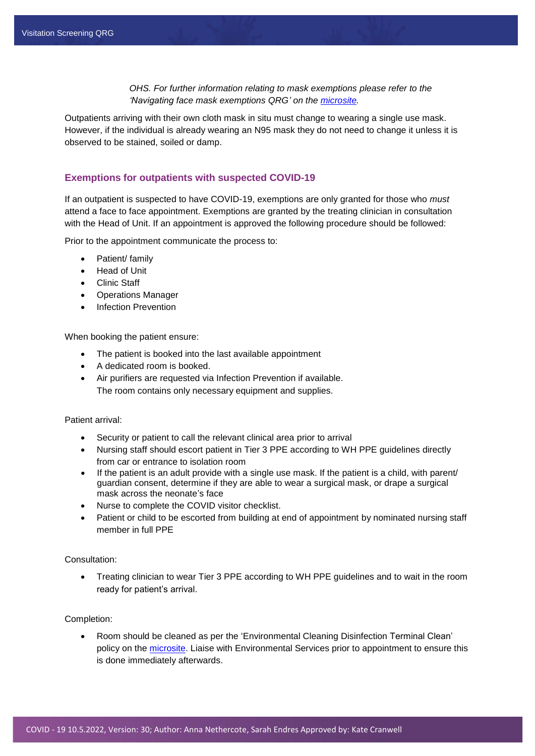*OHS. For further information relating to mask exemptions please refer to the 'Navigating face mask exemptions QRG' on the [microsite](microsite).*

Outpatients arriving with their own cloth mask in situ must change to wearing a single use mask. However, if the individual is already wearing an N95 mask they do not need to change it unless it is observed to be stained, soiled or damp.

### Exemptions for outpatients with suspected COVID-19

If an outpatient is suspected to have COVID-19, exemptions are only granted for those who *must* attend a face to face appointment. Exemptions are granted by the treating clinician in consultation with the Head of Unit. If an appointment is approved the following procedure should be followed:

Prior to the appointment communicate the process to:

- Patient/ family
- Head of Unit
- Clinic Staff
- Operations Manager
- Infection Prevention

When booking the patient ensure:

- The patient is booked into the last available appointment
- A dedicated room is booked.
- Air purifiers are requested via Infection Prevention if available. The room contains only necessary equipment and supplies.

Patient arrival:

- Security or patient to call the relevant clinical area prior to arrival
- Nursing staff should escort patient in Tier 3 PPE according to WH PPE guidelines directly from car or entrance to isolation room
- If the patient is an adult provide with a single use mask. If the patient is a child, with parent/ guardian consent, determine if they are able to wear a surgical mask, or drape a surgical mask across the neonate's face
- Nurse to complete the COVID visitor checklist.
- Patient or child to be escorted from building at end of appointment by nominated nursing staff member in full PPE

Consultation:

- Treating clinician to wear Tier 3 PPE according to WH PPE guidelines and to wait in the room ready for patient's arrival.

Completion:

- Room should be cleaned as per the 'Environmental Cleaning Disinfection Terminal Clean' policy on the [microsite](microsite). Liaise with Environmental Services prior to appointment to ensure this is done immediately afterwards.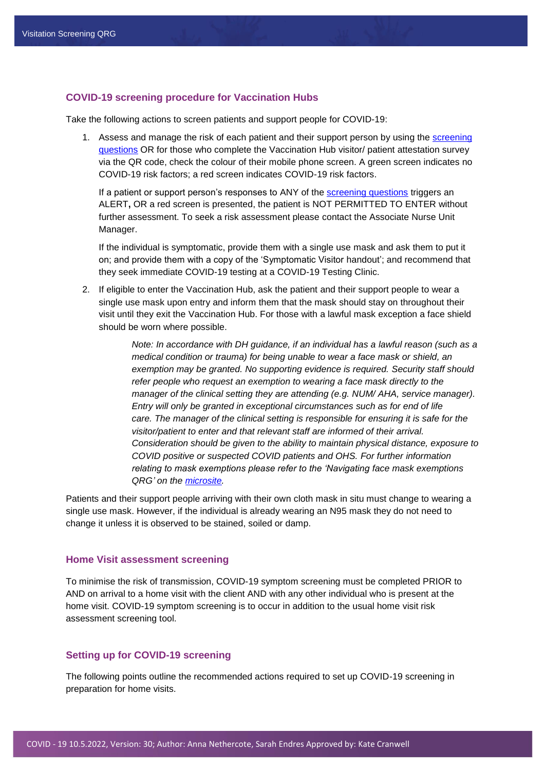## COVID-19 screening procedure for Vaccination Hubs

Take the following actions to screen patients and support people for COVID-19:

1. Assess and manage the risk of each patient and their support person by using the [screening questions](#) OR for those who complete the Vaccination Hub visitor/ patient attestation survey via the QR code, check the colour of their mobile phone screen. A green screen indicates no COVID-19 risk factors; a red screen indicates COVID-19 risk factors.

   If a patient or support person's responses to ANY of the [screening questions](#) triggers an ALERT**,** OR a red screen is presented, the patient is NOT PERMITTED TO ENTER without further assessment. To seek a risk assessment please contact the Associate Nurse Unit Manager.

   If the individual is symptomatic, provide them with a single use mask and ask them to put it on; and provide them with a copy of the 'Symptomatic Visitor handout'; and recommend that they seek immediate COVID-19 testing at a COVID-19 Testing Clinic.

2. If eligible to enter the Vaccination Hub, ask the patient and their support people to wear a single use mask upon entry and inform them that the mask should stay on throughout their visit until they exit the Vaccination Hub. For those with a lawful mask exception a face shield should be worn where possible.

   > *Note: In accordance with DH guidance, if an individual has a lawful reason (such as a medical condition or trauma) for being unable to wear a face mask or shield, an exemption may be granted. No supporting evidence is required. Security staff should refer people who request an exemption to wearing a face mask directly to the manager of the clinical setting they are attending (e.g. NUM/ AHA, service manager). Entry will only be granted in exceptional circumstances such as for end of life care. The manager of the clinical setting is responsible for ensuring it is safe for the visitor/patient to enter and that relevant staff are informed of their arrival. Consideration should be given to the ability to maintain physical distance, exposure to COVID positive or suspected COVID patients and OHS. For further information relating to mask exemptions please refer to the 'Navigating face mask exemptions QRG' on the [microsite](#).*

Patients and their support people arriving with their own cloth mask in situ must change to wearing a single use mask. However, if the individual is already wearing an N95 mask they do not need to change it unless it is observed to be stained, soiled or damp.

## Home Visit assessment screening

To minimise the risk of transmission, COVID-19 symptom screening must be completed PRIOR to AND on arrival to a home visit with the client AND with any other individual who is present at the home visit. COVID-19 symptom screening is to occur in addition to the usual home visit risk assessment screening tool.

## Setting up for COVID-19 screening

The following points outline the recommended actions required to set up COVID-19 screening in preparation for home visits.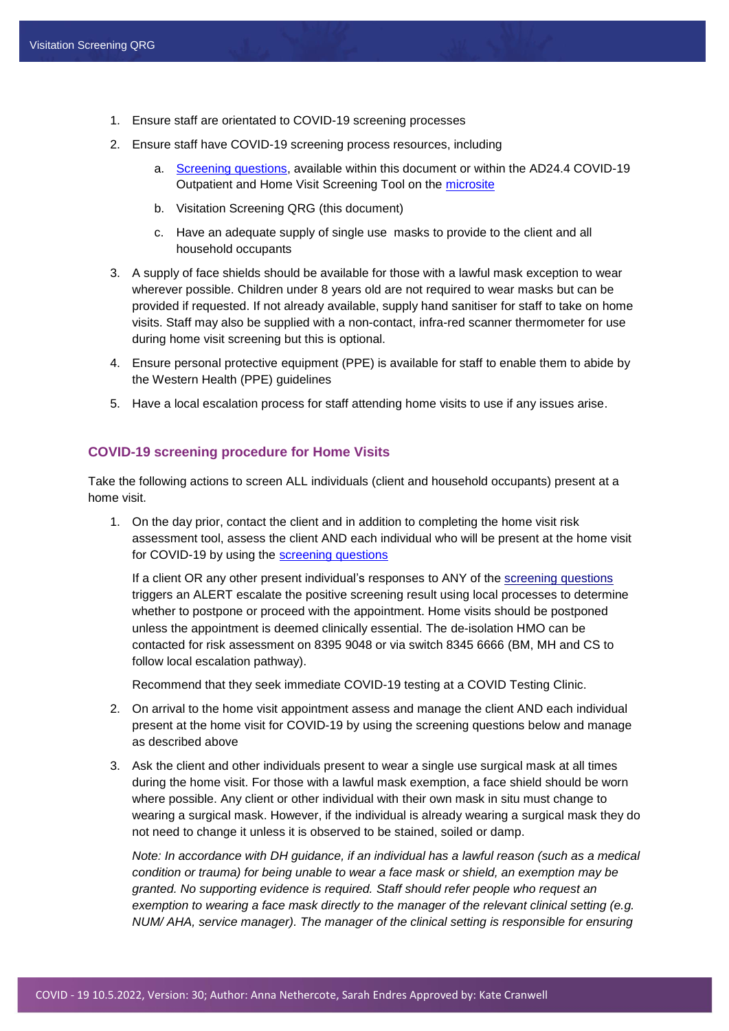1. Ensure staff are orientated to COVID-19 screening processes
2. Ensure staff have COVID-19 screening process resources, including
   a. Screening questions, available within this document or within the AD24.4 COVID-19 Outpatient and Home Visit Screening Tool on the microsite
   b. Visitation Screening QRG (this document)
   c. Have an adequate supply of single use masks to provide to the client and all household occupants
3. A supply of face shields should be available for those with a lawful mask exception to wear wherever possible. Children under 8 years old are not required to wear masks but can be provided if requested. If not already available, supply hand sanitiser for staff to take on home visits. Staff may also be supplied with a non-contact, infra-red scanner thermometer for use during home visit screening but this is optional.
4. Ensure personal protective equipment (PPE) is available for staff to enable them to abide by the Western Health (PPE) guidelines
5. Have a local escalation process for staff attending home visits to use if any issues arise.

### COVID-19 screening procedure for Home Visits

Take the following actions to screen ALL individuals (client and household occupants) present at a home visit.

1. On the day prior, contact the client and in addition to completing the home visit risk assessment tool, assess the client AND each individual who will be present at the home visit for COVID-19 by using the screening questions

   If a client OR any other present individual's responses to ANY of the screening questions triggers an ALERT escalate the positive screening result using local processes to determine whether to postpone or proceed with the appointment. Home visits should be postponed unless the appointment is deemed clinically essential. The de-isolation HMO can be contacted for risk assessment on 8395 9048 or via switch 8345 6666 (BM, MH and CS to follow local escalation pathway).

   Recommend that they seek immediate COVID-19 testing at a COVID Testing Clinic.

2. On arrival to the home visit appointment assess and manage the client AND each individual present at the home visit for COVID-19 by using the screening questions below and manage as described above

3. Ask the client and other individuals present to wear a single use surgical mask at all times during the home visit. For those with a lawful mask exemption, a face shield should be worn where possible. Any client or other individual with their own mask in situ must change to wearing a surgical mask. However, if the individual is already wearing a surgical mask they do not need to change it unless it is observed to be stained, soiled or damp.

   *Note: In accordance with DH guidance, if an individual has a lawful reason (such as a medical condition or trauma) for being unable to wear a face mask or shield, an exemption may be granted. No supporting evidence is required. Staff should refer people who request an exemption to wearing a face mask directly to the manager of the relevant clinical setting (e.g. NUM/ AHA, service manager). The manager of the clinical setting is responsible for ensuring*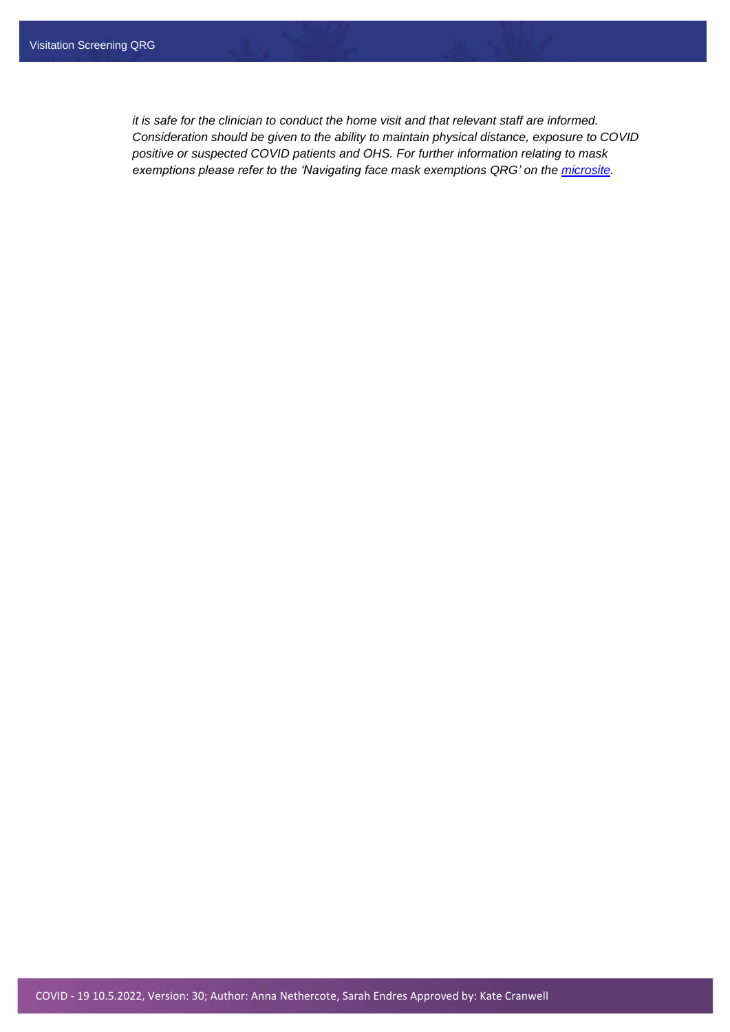*it is safe for the clinician to conduct the home visit and that relevant staff are informed. Consideration should be given to the ability to maintain physical distance, exposure to COVID positive or suspected COVID patients and OHS. For further information relating to mask exemptions please refer to the 'Navigating face mask exemptions QRG' on the [microsite](microsite).*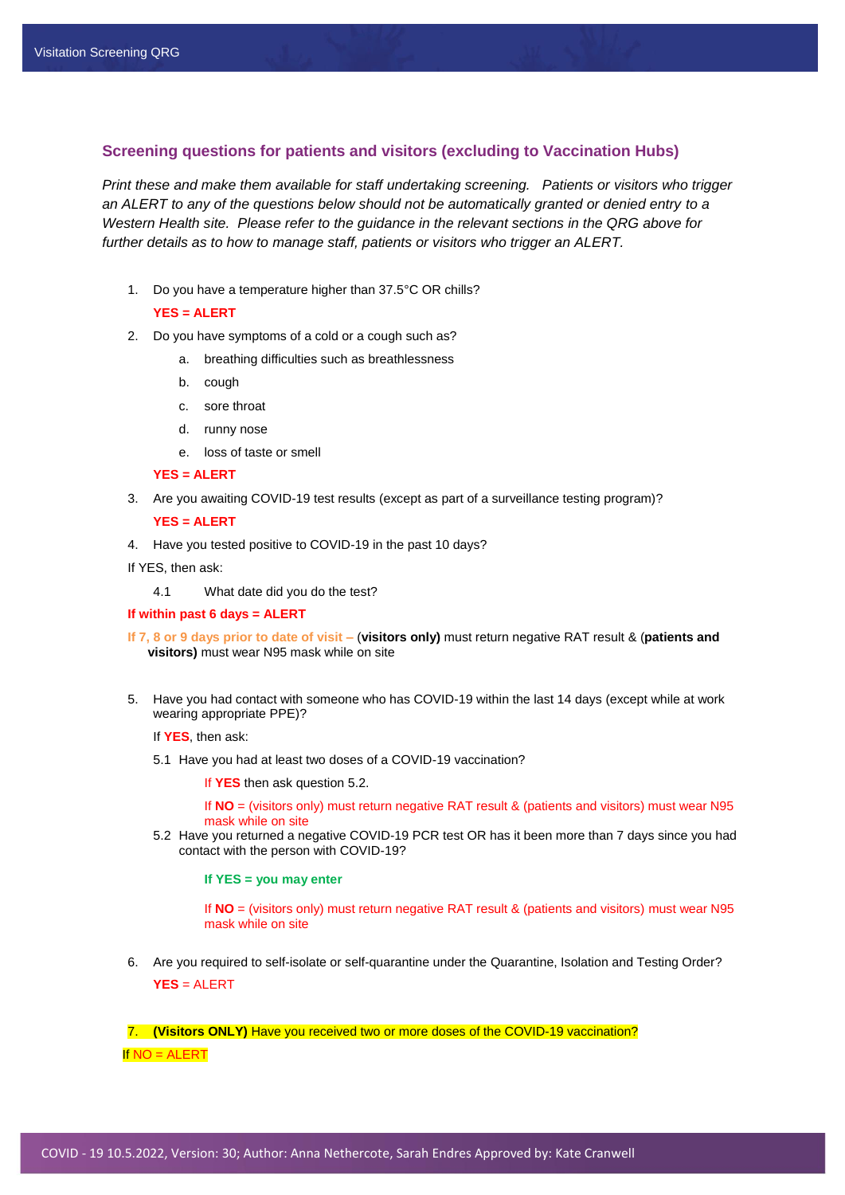## Screening questions for patients and visitors (excluding to Vaccination Hubs)

*Print these and make them available for staff undertaking screening. Patients or visitors who trigger an ALERT to any of the questions below should not be automatically granted or denied entry to a Western Health site. Please refer to the guidance in the relevant sections in the QRG above for further details as to how to manage staff, patients or visitors who trigger an ALERT.*

1. Do you have a temperature higher than 37.5°C OR chills?

   **YES = ALERT**

2. Do you have symptoms of a cold or a cough such as?
   a. breathing difficulties such as breathlessness
   b. cough
   c. sore throat
   d. runny nose
   e. loss of taste or smell

   **YES = ALERT**

3. Are you awaiting COVID-19 test results (except as part of a surveillance testing program)?

   **YES = ALERT**

4. Have you tested positive to COVID-19 in the past 10 days?

If YES, then ask:

   4.1 What date did you do the test?

**If within past 6 days = ALERT**

**If 7, 8 or 9 days prior to date of visit –** (**visitors only)** must return negative RAT result & (**patients and visitors)** must wear N95 mask while on site

5. Have you had contact with someone who has COVID-19 within the last 14 days (except while at work wearing appropriate PPE)?

   If **YES**, then ask:

   5.1 Have you had at least two doses of a COVID-19 vaccination?

      If **YES** then ask question 5.2.

      If **NO** = (visitors only) must return negative RAT result & (patients and visitors) must wear N95 mask while on site

   5.2 Have you returned a negative COVID-19 PCR test OR has it been more than 7 days since you had contact with the person with COVID-19?

      **If YES = you may enter**

      If **NO** = (visitors only) must return negative RAT result & (patients and visitors) must wear N95 mask while on site

6. Are you required to self-isolate or self-quarantine under the Quarantine, Isolation and Testing Order?

   **YES** = ALERT

7. **(Visitors ONLY)** Have you received two or more doses of the COVID-19 vaccination?

If NO = ALERT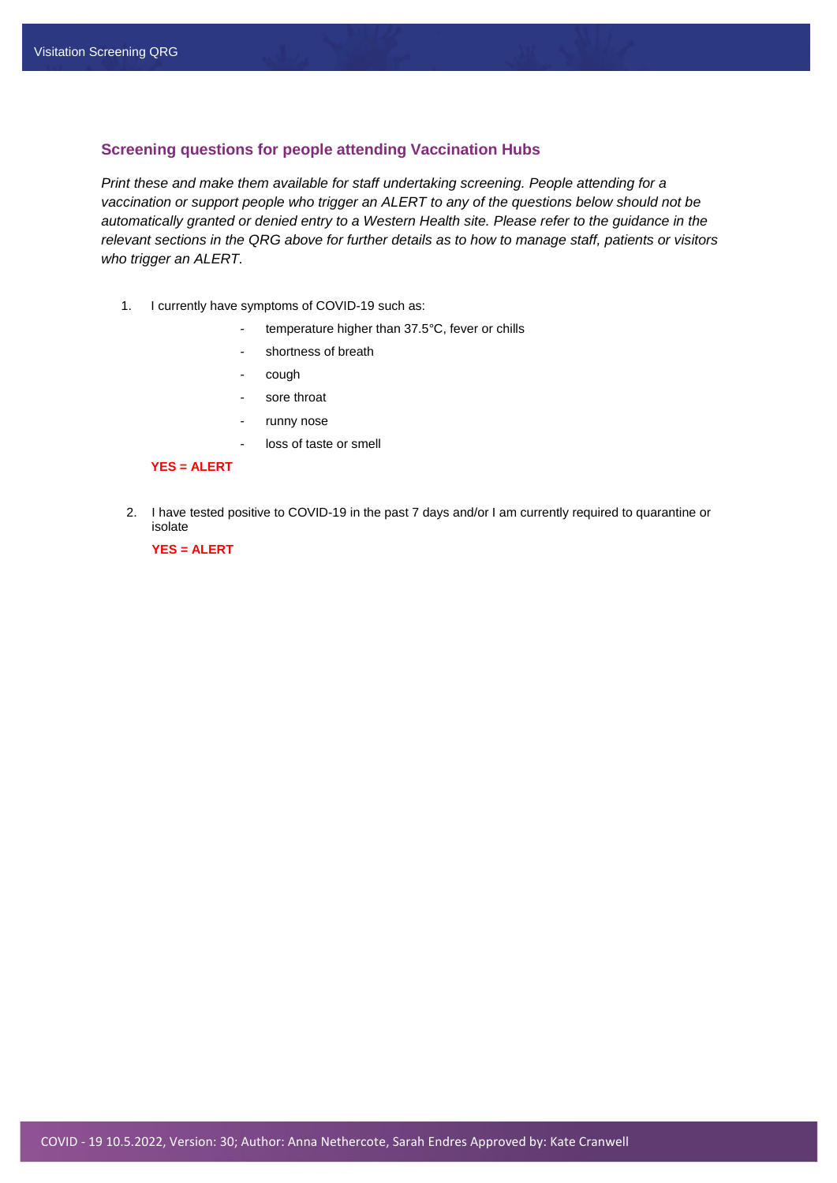## Screening questions for people attending Vaccination Hubs

*Print these and make them available for staff undertaking screening. People attending for a vaccination or support people who trigger an ALERT to any of the questions below should not be automatically granted or denied entry to a Western Health site. Please refer to the guidance in the relevant sections in the QRG above for further details as to how to manage staff, patients or visitors who trigger an ALERT.*

1. I currently have symptoms of COVID-19 such as:
   - temperature higher than 37.5°C, fever or chills
   - shortness of breath
   - cough
   - sore throat
   - runny nose
   - loss of taste or smell

   **YES = ALERT**

2. I have tested positive to COVID-19 in the past 7 days and/or I am currently required to quarantine or isolate

   **YES = ALERT**